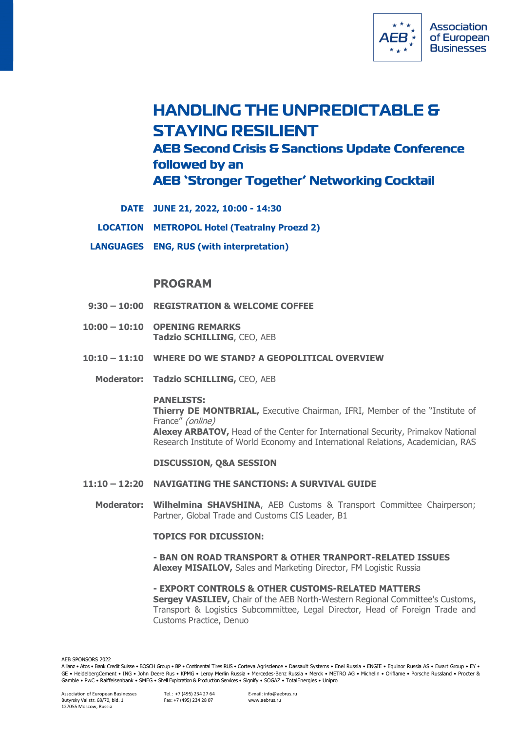Association of European Businesses

# HANDLING THE UNPREDICTABLE & STAYING RESILIENT

## AEB Second Crisis & Sanctions Update Conference followed by an AEB 'Stronger Together' Networking Cocktail

**DATE** JUNE 21, 2022, 10:00 - 14:30

**LOCATION** METROPOL Hotel (Teatralny Proezd 2)

**LANGUAGES** ENG, RUS (with interpretation)

## PROGRAM

**9:30 – 10:00** **REGISTRATION & WELCOME COFFEE**

**10:00 – 10:10** **OPENING REMARKS**
**Tadzio SCHILLING**, CEO, AEB

**10:10 – 11:10** **WHERE DO WE STAND? A GEOPOLITICAL OVERVIEW**

**Moderator:** **Tadzio SCHILLING,** CEO, AEB

**PANELISTS:**
**Thierry DE MONTBRIAL,** Executive Chairman, IFRI, Member of the "Institute of France" *(online)*
**Alexey ARBATOV,** Head of the Center for International Security, Primakov National Research Institute of World Economy and International Relations, Academician, RAS

**DISCUSSION, Q&A SESSION**

**11:10 – 12:20** **NAVIGATING THE SANCTIONS: A SURVIVAL GUIDE**

**Moderator:** **Wilhelmina SHAVSHINA**, AEB Customs & Transport Committee Chairperson; Partner, Global Trade and Customs CIS Leader, B1

**TOPICS FOR DICUSSION:**

**- BAN ON ROAD TRANSPORT & OTHER TRANPORT-RELATED ISSUES**
**Alexey MISAILOV,** Sales and Marketing Director, FM Logistic Russia

**- EXPORT CONTROLS & OTHER CUSTOMS-RELATED MATTERS**
**Sergey VASILIEV,** Chair of the AEB North-Western Regional Committee's Customs, Transport & Logistics Subcommittee, Legal Director, Head of Foreign Trade and Customs Practice, Denuo

AEB SPONSORS 2022
Allianz • Atos • Bank Credit Suisse • BOSCH Group • BP • Continental Tires RUS • Corteva Agriscience • Dassault Systems • Enel Russia • ENGIE • Equinor Russia AS • Ewart Group • EY • GE • HeidelbergCement • ING • John Deere Rus • KPMG • Leroy Merlin Russia • Mercedes-Benz Russia • Merck • METRO AG • Michelin • Oriflame • Porsche Russland • Procter & Gamble • PwC • Raiffeisenbank • SMEG • Shell Exploration & Production Services • Signify • SOGAZ • TotalEnergies • Unipro

Association of European Businesses
Butyrsky Val str. 68/70, bld. 1
127055 Moscow, Russia

Tel.: +7 (495) 234 27 64
Fax: +7 (495) 234 28 07

E-mail: info@aebrus.ru
www.aebrus.ru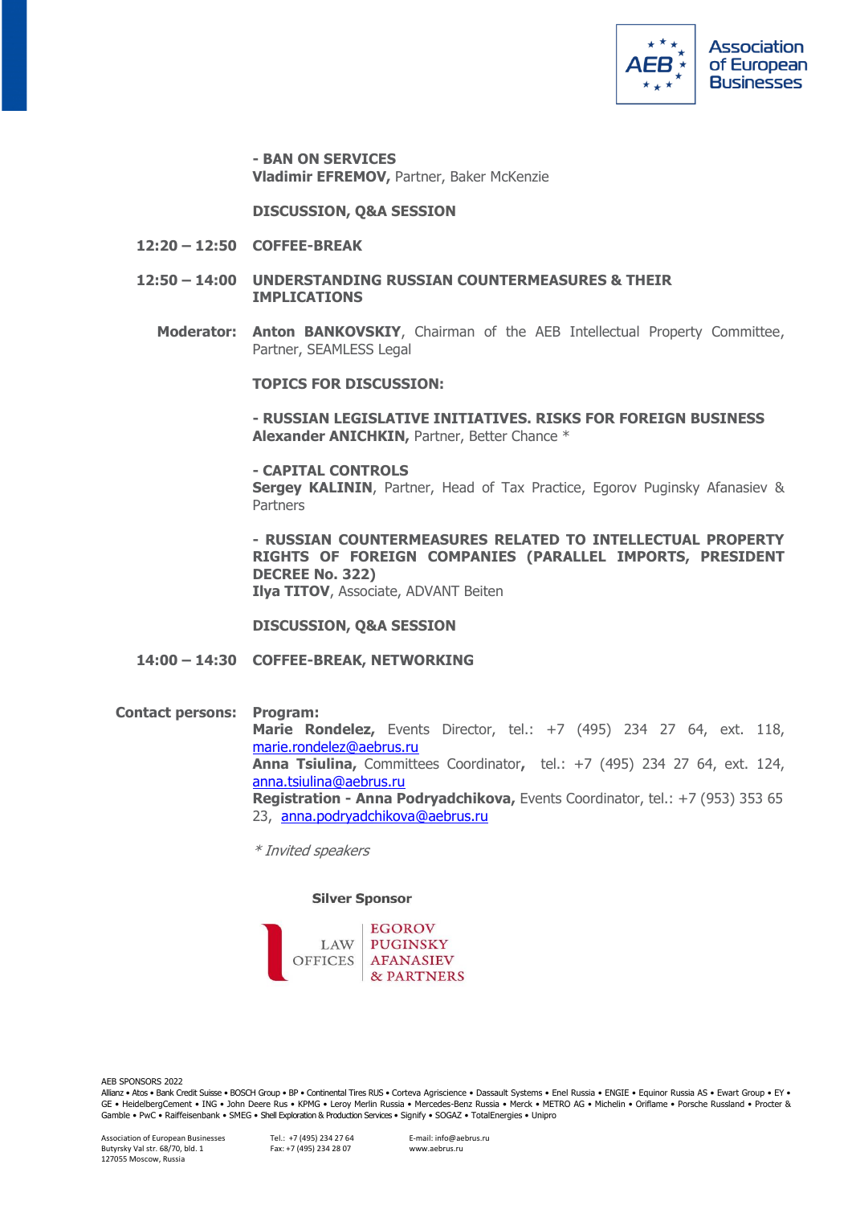**- BAN ON SERVICES**
**Vladimir EFREMOV,** Partner, Baker McKenzie

**DISCUSSION, Q&A SESSION**

**12:20 – 12:50 COFFEE-BREAK**

**12:50 – 14:00 UNDERSTANDING RUSSIAN COUNTERMEASURES & THEIR IMPLICATIONS**

**Moderator:** **Anton BANKOVSKIY**, Chairman of the AEB Intellectual Property Committee, Partner, SEAMLESS Legal

**TOPICS FOR DISCUSSION:**

**- RUSSIAN LEGISLATIVE INITIATIVES. RISKS FOR FOREIGN BUSINESS**
**Alexander ANICHKIN,** Partner, Better Chance *

**- CAPITAL CONTROLS**
**Sergey KALININ**, Partner, Head of Tax Practice, Egorov Puginsky Afanasiev & Partners

**- RUSSIAN COUNTERMEASURES RELATED TO INTELLECTUAL PROPERTY RIGHTS OF FOREIGN COMPANIES (PARALLEL IMPORTS, PRESIDENT DECREE No. 322)**
**Ilya TITOV**, Associate, ADVANT Beiten

**DISCUSSION, Q&A SESSION**

**14:00 – 14:30 COFFEE-BREAK, NETWORKING**

**Contact persons:** **Program:**
**Marie Rondelez,** Events Director, tel.: +7 (495) 234 27 64, ext. 118, marie.rondelez@aebrus.ru
**Anna Tsiulina,** Committees Coordinator, tel.: +7 (495) 234 27 64, ext. 124, anna.tsiulina@aebrus.ru
**Registration - Anna Podryadchikova,** Events Coordinator, tel.: +7 (953) 353 65 23, anna.podryadchikova@aebrus.ru

*\* Invited speakers*

**Silver Sponsor**

LAW OFFICES EGOROV PUGINSKY AFANASIEV & PARTNERS

AEB SPONSORS 2022
Allianz • Atos • Bank Credit Suisse • BOSCH Group • BP • Continental Tires RUS • Corteva Agriscience • Dassault Systems • Enel Russia • ENGIE • Equinor Russia AS • Ewart Group • EY • GE • HeidelbergCement • ING • John Deere Rus • KPMG • Leroy Merlin Russia • Mercedes-Benz Russia • Merck • METRO AG • Michelin • Oriflame • Porsche Russland • Procter & Gamble • PwC • Raiffeisenbank • SMEG • Shell Exploration & Production Services • Signify • SOGAZ • TotalEnergies • Unipro

Association of European Businesses
Butyrsky Val str. 68/70, bld. 1
127055 Moscow, Russia

Tel.: +7 (495) 234 27 64
Fax: +7 (495) 234 28 07

E-mail: info@aebrus.ru
www.aebrus.ru